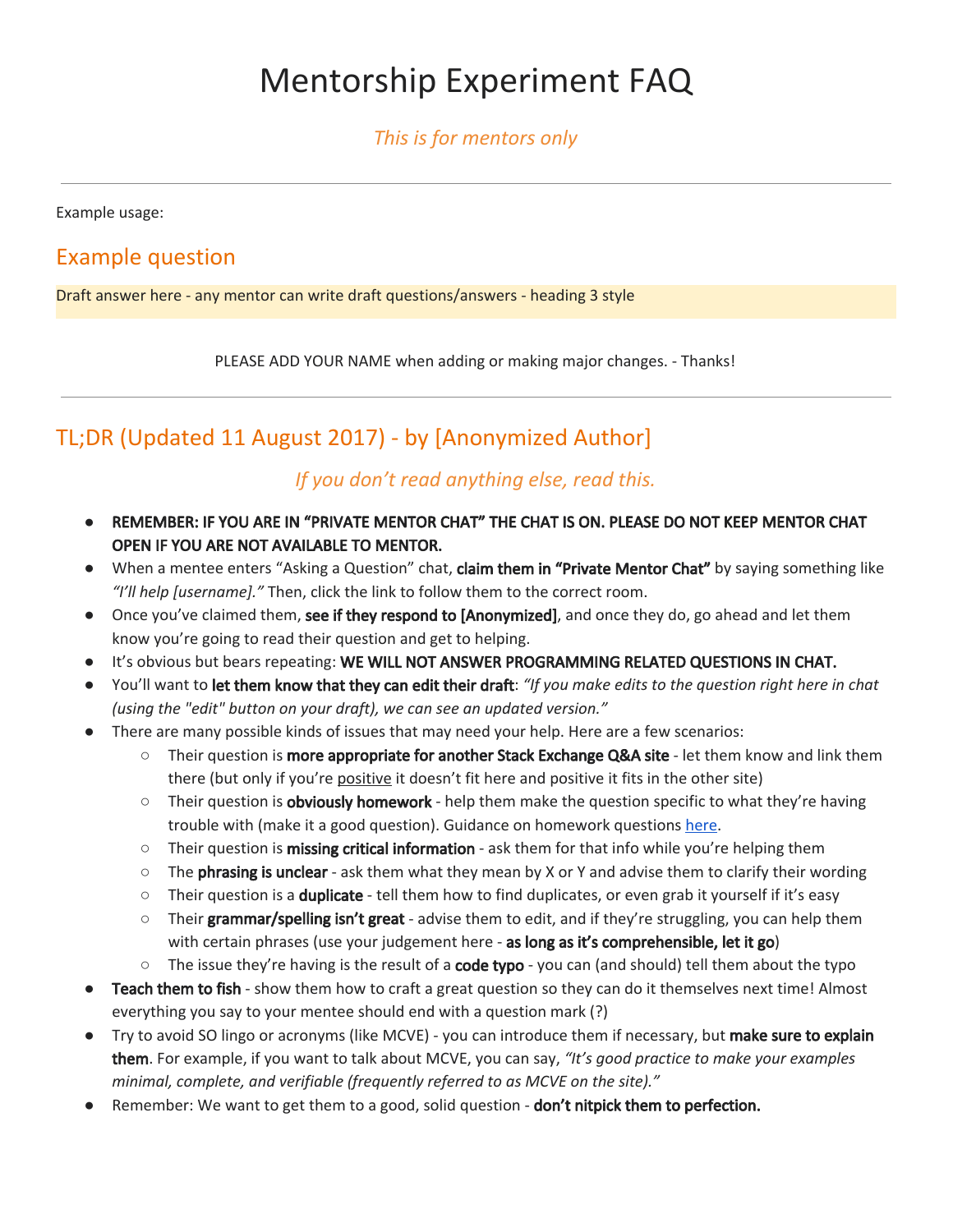# Mentorship Experiment FAQ

*This is for mentors only*

---

Example usage:

## Example question

Draft answer here - any mentor can write draft questions/answers - heading 3 style

PLEASE ADD YOUR NAME when adding or making major changes. - Thanks!

---

## TL;DR (Updated 11 August 2017) - by [Anonymized Author]

*If you don't read anything else, read this.*

- **REMEMBER: IF YOU ARE IN "PRIVATE MENTOR CHAT" THE CHAT IS ON. PLEASE DO NOT KEEP MENTOR CHAT OPEN IF YOU ARE NOT AVAILABLE TO MENTOR.**
- When a mentee enters "Asking a Question" chat, **claim them in "Private Mentor Chat"** by saying something like *"I'll help [username]."* Then, click the link to follow them to the correct room.
- Once you've claimed them, **see if they respond to [Anonymized]**, and once they do, go ahead and let them know you're going to read their question and get to helping.
- It's obvious but bears repeating: **WE WILL NOT ANSWER PROGRAMMING RELATED QUESTIONS IN CHAT.**
- You'll want to **let them know that they can edit their draft**: *"If you make edits to the question right here in chat (using the "edit" button on your draft), we can see an updated version."*
- There are many possible kinds of issues that may need your help. Here are a few scenarios:
  - Their question is **more appropriate for another Stack Exchange Q&A site** - let them know and link them there (but only if you're positive it doesn't fit here and positive it fits in the other site)
  - Their question is **obviously homework** - help them make the question specific to what they're having trouble with (make it a good question). Guidance on homework questions [here](here).
  - Their question is **missing critical information** - ask them for that info while you're helping them
  - The **phrasing is unclear** - ask them what they mean by X or Y and advise them to clarify their wording
  - Their question is a **duplicate** - tell them how to find duplicates, or even grab it yourself if it's easy
  - Their **grammar/spelling isn't great** - advise them to edit, and if they're struggling, you can help them with certain phrases (use your judgement here - **as long as it's comprehensible, let it go**)
  - The issue they're having is the result of a **code typo** - you can (and should) tell them about the typo
- **Teach them to fish** - show them how to craft a great question so they can do it themselves next time! Almost everything you say to your mentee should end with a question mark (?)
- Try to avoid SO lingo or acronyms (like MCVE) - you can introduce them if necessary, but **make sure to explain them**. For example, if you want to talk about MCVE, you can say, *"It's good practice to make your examples minimal, complete, and verifiable (frequently referred to as MCVE on the site)."*
- Remember: We want to get them to a good, solid question - **don't nitpick them to perfection.**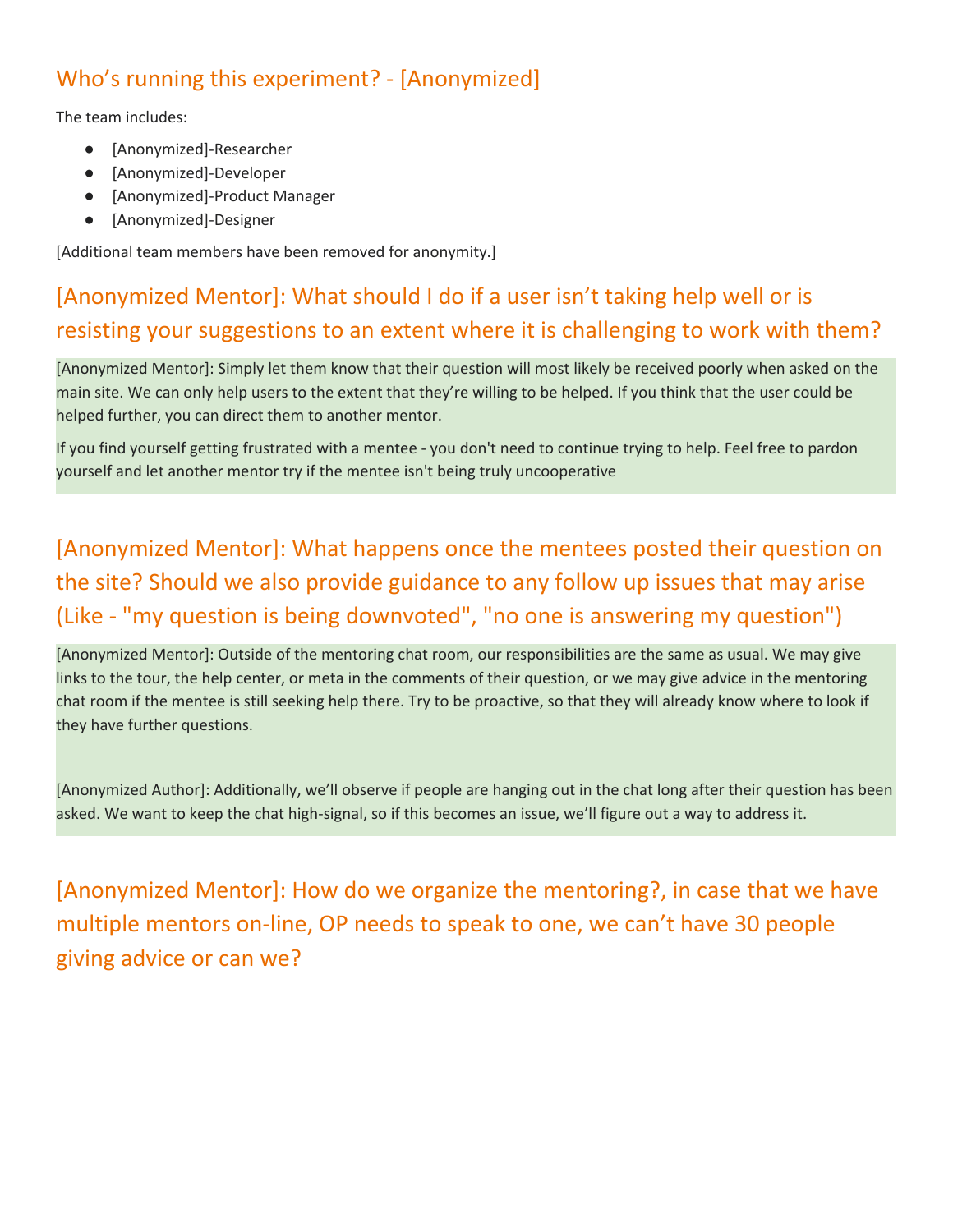## Who's running this experiment? - [Anonymized]

The team includes:

- [Anonymized]-Researcher
- [Anonymized]-Developer
- [Anonymized]-Product Manager
- [Anonymized]-Designer

[Additional team members have been removed for anonymity.]

## [Anonymized Mentor]: What should I do if a user isn't taking help well or is resisting your suggestions to an extent where it is challenging to work with them?

[Anonymized Mentor]: Simply let them know that their question will most likely be received poorly when asked on the main site. We can only help users to the extent that they're willing to be helped. If you think that the user could be helped further, you can direct them to another mentor.

If you find yourself getting frustrated with a mentee - you don't need to continue trying to help. Feel free to pardon yourself and let another mentor try if the mentee isn't being truly uncooperative

## [Anonymized Mentor]: What happens once the mentees posted their question on the site? Should we also provide guidance to any follow up issues that may arise (Like - "my question is being downvoted", "no one is answering my question")

[Anonymized Mentor]: Outside of the mentoring chat room, our responsibilities are the same as usual. We may give links to the tour, the help center, or meta in the comments of their question, or we may give advice in the mentoring chat room if the mentee is still seeking help there. Try to be proactive, so that they will already know where to look if they have further questions.

[Anonymized Author]: Additionally, we'll observe if people are hanging out in the chat long after their question has been asked. We want to keep the chat high-signal, so if this becomes an issue, we'll figure out a way to address it.

## [Anonymized Mentor]: How do we organize the mentoring?, in case that we have multiple mentors on-line, OP needs to speak to one, we can't have 30 people giving advice or can we?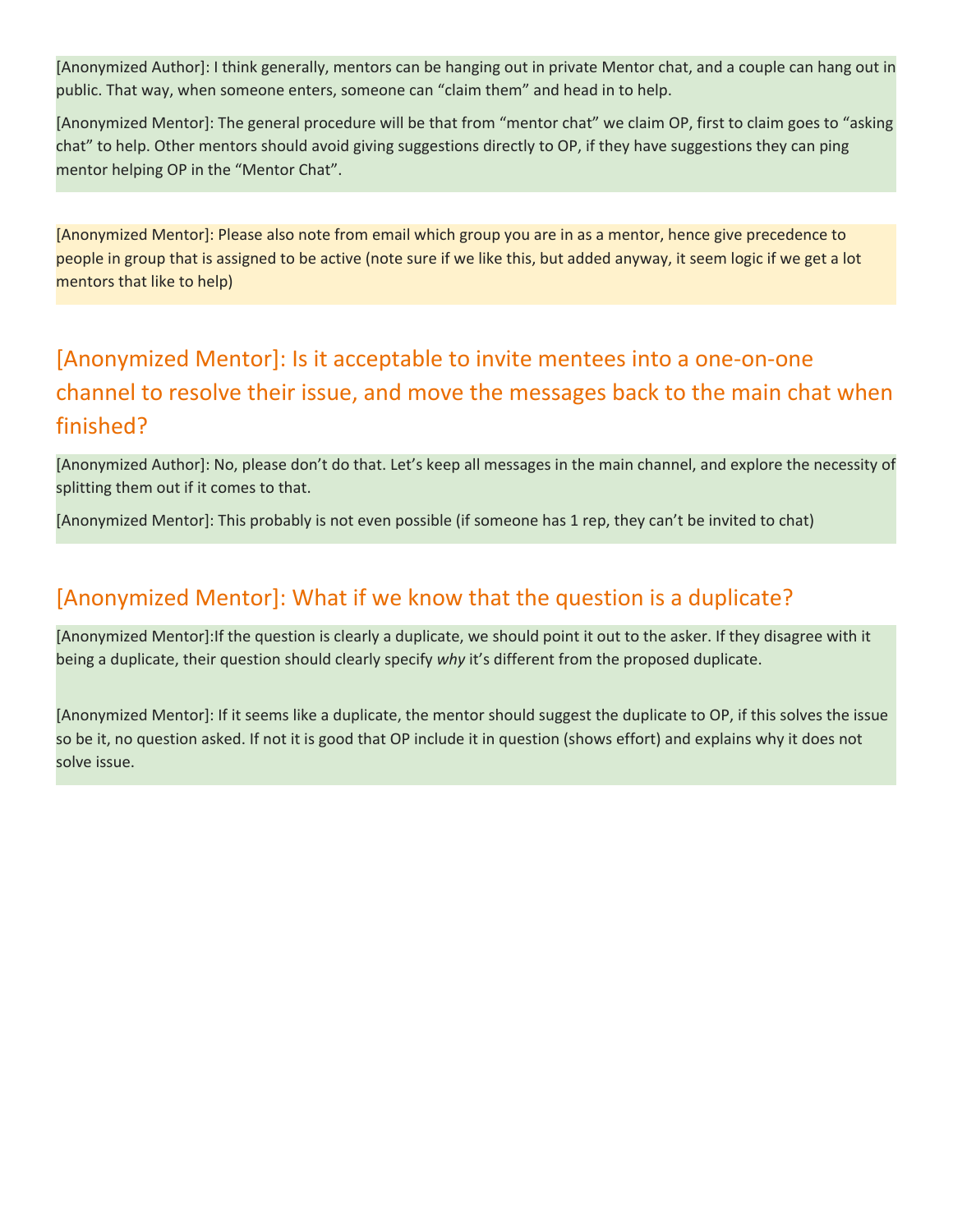[Anonymized Author]: I think generally, mentors can be hanging out in private Mentor chat, and a couple can hang out in public. That way, when someone enters, someone can “claim them” and head in to help.

[Anonymized Mentor]: The general procedure will be that from “mentor chat” we claim OP, first to claim goes to “asking chat” to help. Other mentors should avoid giving suggestions directly to OP, if they have suggestions they can ping mentor helping OP in the “Mentor Chat”.

[Anonymized Mentor]: Please also note from email which group you are in as a mentor, hence give precedence to people in group that is assigned to be active (note sure if we like this, but added anyway, it seem logic if we get a lot mentors that like to help)

## [Anonymized Mentor]: Is it acceptable to invite mentees into a one-on-one channel to resolve their issue, and move the messages back to the main chat when finished?

[Anonymized Author]: No, please don’t do that. Let’s keep all messages in the main channel, and explore the necessity of splitting them out if it comes to that.

[Anonymized Mentor]: This probably is not even possible (if someone has 1 rep, they can’t be invited to chat)

## [Anonymized Mentor]: What if we know that the question is a duplicate?

[Anonymized Mentor]:If the question is clearly a duplicate, we should point it out to the asker. If they disagree with it being a duplicate, their question should clearly specify *why* it’s different from the proposed duplicate.

[Anonymized Mentor]: If it seems like a duplicate, the mentor should suggest the duplicate to OP, if this solves the issue so be it, no question asked. If not it is good that OP include it in question (shows effort) and explains why it does not solve issue.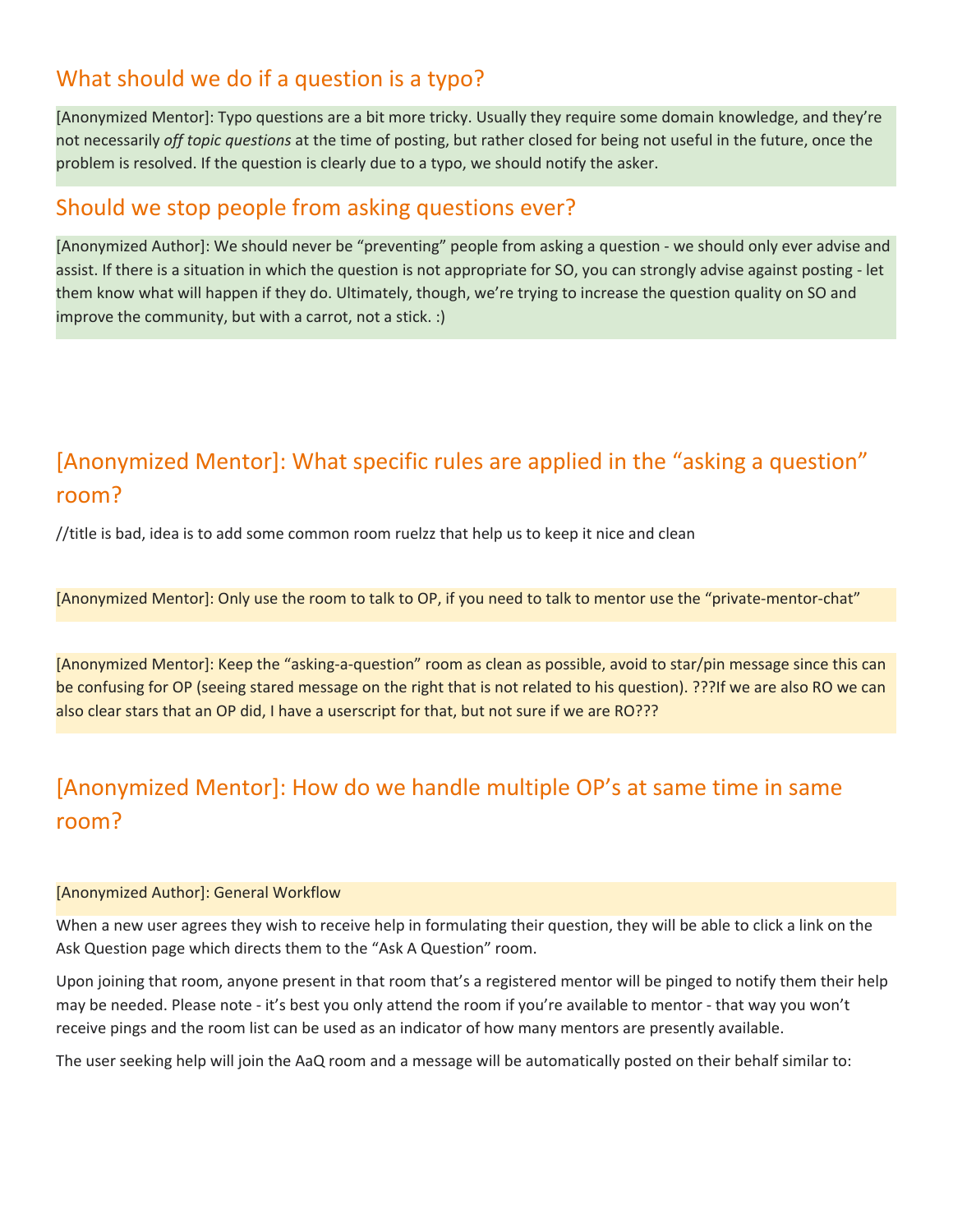## What should we do if a question is a typo?

[Anonymized Mentor]: Typo questions are a bit more tricky. Usually they require some domain knowledge, and they're not necessarily *off topic questions* at the time of posting, but rather closed for being not useful in the future, once the problem is resolved. If the question is clearly due to a typo, we should notify the asker.

## Should we stop people from asking questions ever?

[Anonymized Author]: We should never be "preventing" people from asking a question - we should only ever advise and assist. If there is a situation in which the question is not appropriate for SO, you can strongly advise against posting - let them know what will happen if they do. Ultimately, though, we're trying to increase the question quality on SO and improve the community, but with a carrot, not a stick. :)

## [Anonymized Mentor]: What specific rules are applied in the "asking a question" room?

//title is bad, idea is to add some common room ruelzz that help us to keep it nice and clean

[Anonymized Mentor]: Only use the room to talk to OP, if you need to talk to mentor use the "private-mentor-chat"

[Anonymized Mentor]: Keep the "asking-a-question" room as clean as possible, avoid to star/pin message since this can be confusing for OP (seeing stared message on the right that is not related to his question). ???If we are also RO we can also clear stars that an OP did, I have a userscript for that, but not sure if we are RO???

## [Anonymized Mentor]: How do we handle multiple OP's at same time in same room?

[Anonymized Author]: General Workflow

When a new user agrees they wish to receive help in formulating their question, they will be able to click a link on the Ask Question page which directs them to the "Ask A Question" room.

Upon joining that room, anyone present in that room that's a registered mentor will be pinged to notify them their help may be needed. Please note - it's best you only attend the room if you're available to mentor - that way you won't receive pings and the room list can be used as an indicator of how many mentors are presently available.

The user seeking help will join the AaQ room and a message will be automatically posted on their behalf similar to: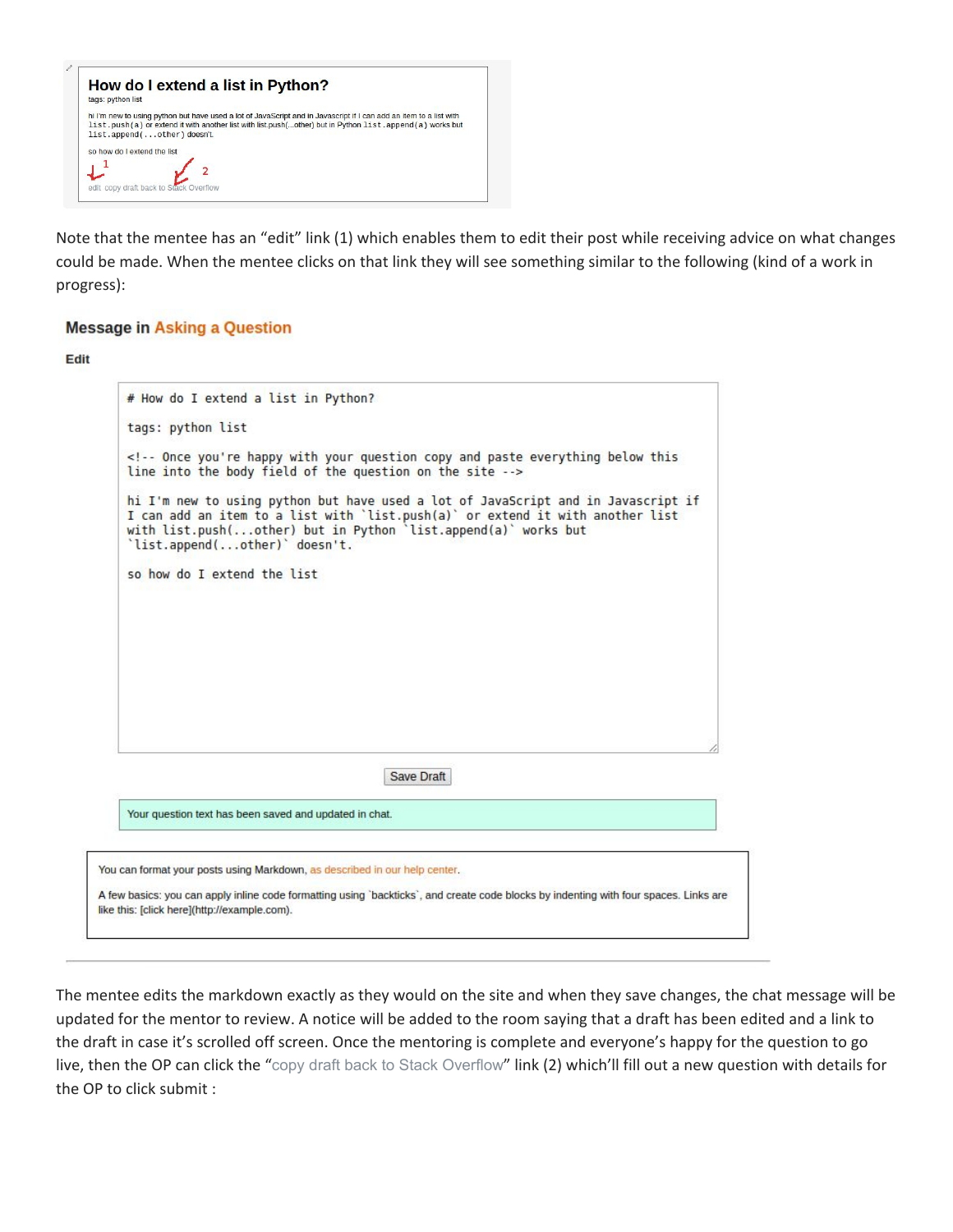**How do I extend a list in Python?**

tags: python list

hi I'm new to using python but have used a lot of JavaScript and in Javascript if I can add an item to a list with `list.push(a)` or extend it with another list with list.push(...other) but in Python `list.append(a)` works but `list.append(...other)` doesn't.

so how do I extend the list

1 edit  2 copy draft back to Stack Overflow

Note that the mentee has an "edit" link (1) which enables them to edit their post while receiving advice on what changes could be made. When the mentee clicks on that link they will see something similar to the following (kind of a work in progress):

**Message in Asking a Question**

**Edit**

```
# How do I extend a list in Python?

tags: python list

<!-- Once you're happy with your question copy and paste everything below this line into the body field of the question on the site -->

hi I'm new to using python but have used a lot of JavaScript and in Javascript if I can add an item to a list with `list.push(a)` or extend it with another list with list.push(...other) but in Python `list.append(a)` works but `list.append(...other)` doesn't.

so how do I extend the list
```

Save Draft

Your question text has been saved and updated in chat.

You can format your posts using Markdown, as described in our help center.

A few basics: you can apply inline code formatting using `backticks`, and create code blocks by indenting with four spaces. Links are like this: [click here](http://example.com).

---

The mentee edits the markdown exactly as they would on the site and when they save changes, the chat message will be updated for the mentor to review. A notice will be added to the room saying that a draft has been edited and a link to the draft in case it's scrolled off screen. Once the mentoring is complete and everyone's happy for the question to go live, then the OP can click the "copy draft back to Stack Overflow" link (2) which'll fill out a new question with details for the OP to click submit :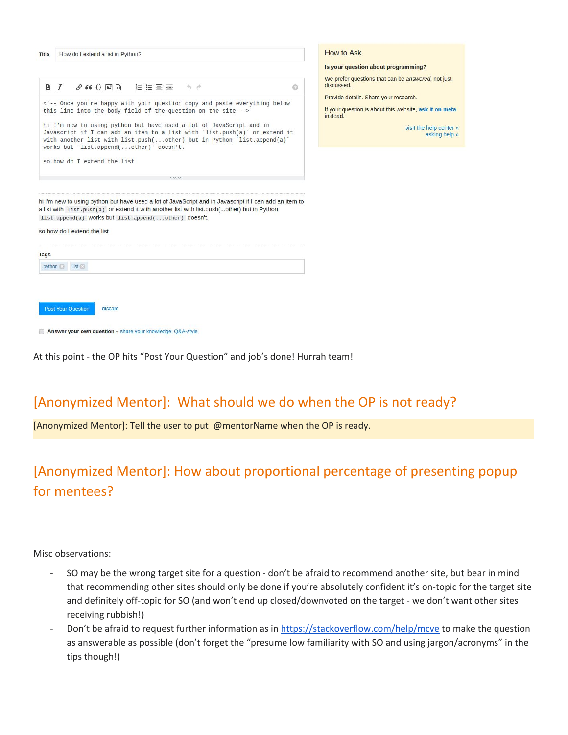Title: How do I extend a list in Python?

```
<!-- Once you're happy with your question copy and paste everything below
this line into the body field of the question on the site -->

hi I'm new to using python but have used a lot of JavaScript and in
Javascript if I can add an item to a list with `list.push(a)` or extend it
with another list with list.push(...other) but in Python `list.append(a)`
works but `list.append(...other)` doesn't.

so how do I extend the list
```

hi I'm new to using python but have used a lot of JavaScript and in Javascript if I can add an item to a list with `list.push(a)` or extend it with another list with list.push(...other) but in Python `list.append(a)` works but `list.append(...other)` doesn't.

so how do I extend the list

Tags: python, list

Post Your Question | discard

Answer your own question – share your knowledge, Q&A-style

How to Ask

**Is your question about programming?**

We prefer questions that can be *answered*, not just discussed.

Provide details. Share your research.

If your question is about this website, **ask it on meta** instead.

visit the help center »
asking help »

At this point - the OP hits "Post Your Question" and job's done! Hurrah team!

## [Anonymized Mentor]: What should we do when the OP is not ready?

[Anonymized Mentor]: Tell the user to put @mentorName when the OP is ready.

## [Anonymized Mentor]: How about proportional percentage of presenting popup for mentees?

Misc observations:

- SO may be the wrong target site for a question - don't be afraid to recommend another site, but bear in mind that recommending other sites should only be done if you're absolutely confident it's on-topic for the target site and definitely off-topic for SO (and won't end up closed/downvoted on the target - we don't want other sites receiving rubbish!)
- Don't be afraid to request further information as in https://stackoverflow.com/help/mcve to make the question as answerable as possible (don't forget the "presume low familiarity with SO and using jargon/acronyms" in the tips though!)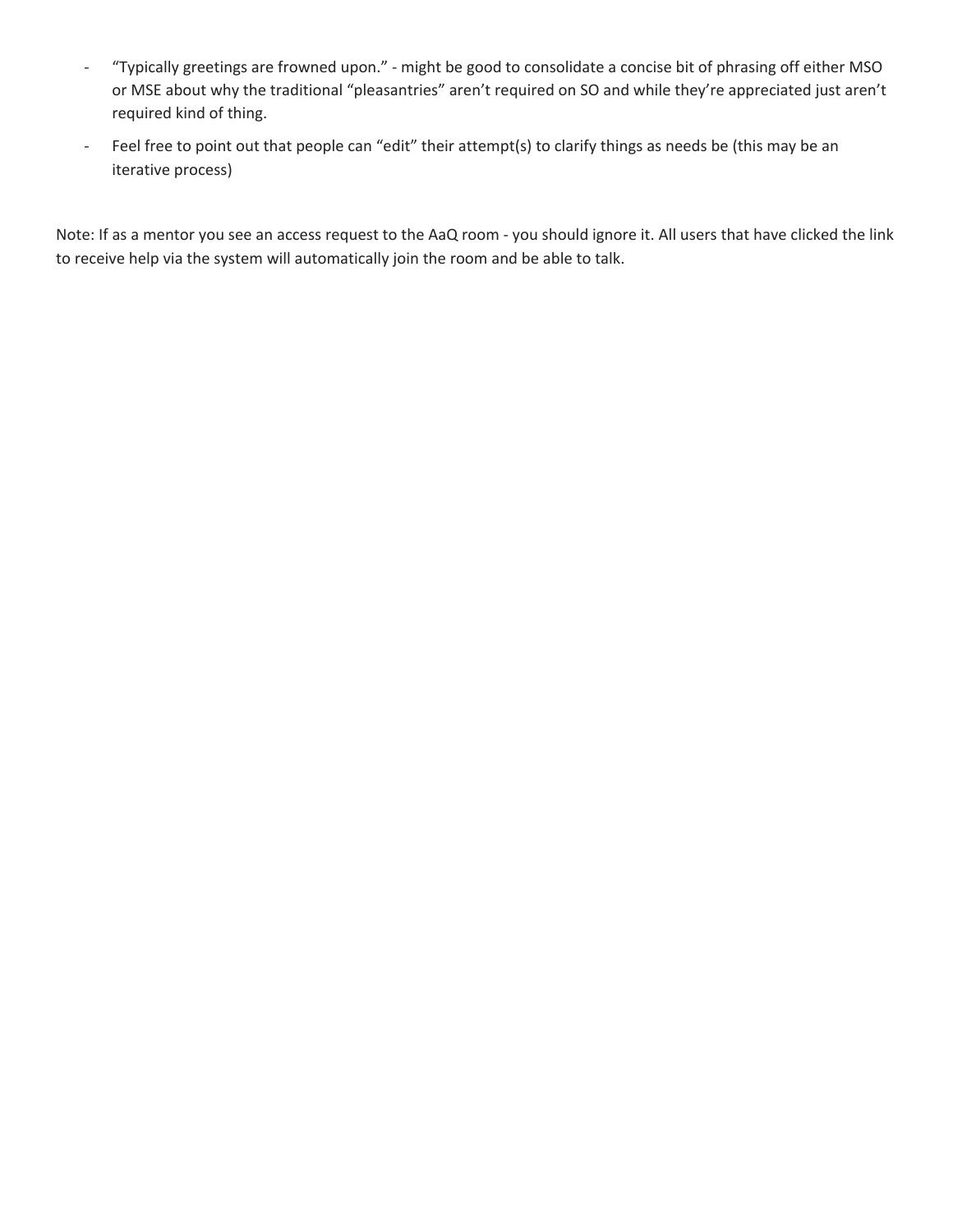- "Typically greetings are frowned upon." - might be good to consolidate a concise bit of phrasing off either MSO or MSE about why the traditional "pleasantries" aren't required on SO and while they're appreciated just aren't required kind of thing.
- Feel free to point out that people can "edit" their attempt(s) to clarify things as needs be (this may be an iterative process)

Note: If as a mentor you see an access request to the AaQ room - you should ignore it. All users that have clicked the link to receive help via the system will automatically join the room and be able to talk.